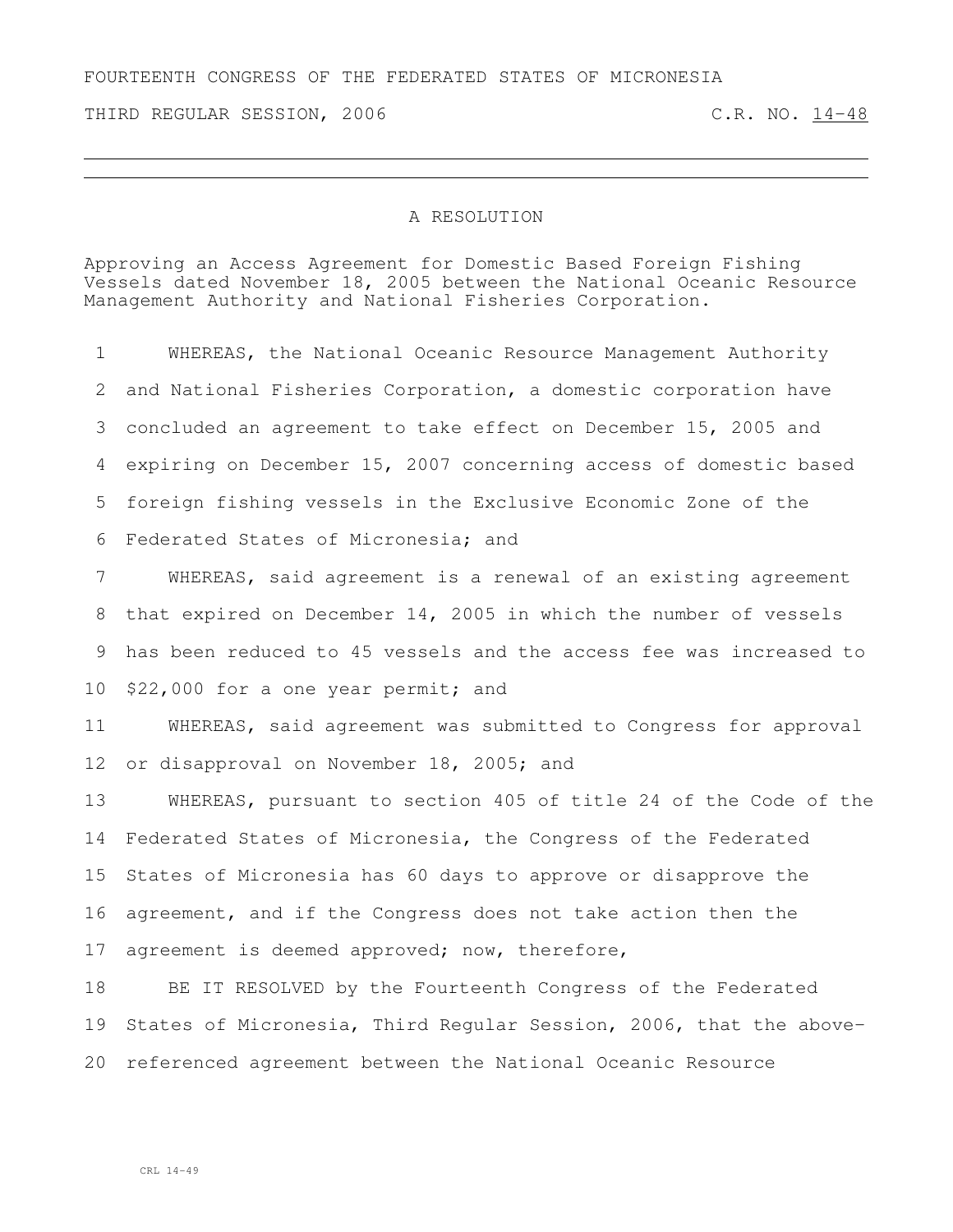FOURTEENTH CONGRESS OF THE FEDERATED STATES OF MICRONESIA

THIRD REGULAR SESSION, 2006 C.R. NO. 14-48

---

# A RESOLUTION

Approving an Access Agreement for Domestic Based Foreign Fishing Vessels dated November 18, 2005 between the National Oceanic Resource Management Authority and National Fisheries Corporation.

1 WHEREAS, the National Oceanic Resource Management Authority
2 and National Fisheries Corporation, a domestic corporation have
3 concluded an agreement to take effect on December 15, 2005 and
4 expiring on December 15, 2007 concerning access of domestic based
5 foreign fishing vessels in the Exclusive Economic Zone of the
6 Federated States of Micronesia; and

7 WHEREAS, said agreement is a renewal of an existing agreement
8 that expired on December 14, 2005 in which the number of vessels
9 has been reduced to 45 vessels and the access fee was increased to
10 $22,000 for a one year permit; and

11 WHEREAS, said agreement was submitted to Congress for approval
12 or disapproval on November 18, 2005; and

13 WHEREAS, pursuant to section 405 of title 24 of the Code of the
14 Federated States of Micronesia, the Congress of the Federated
15 States of Micronesia has 60 days to approve or disapprove the
16 agreement, and if the Congress does not take action then the
17 agreement is deemed approved; now, therefore,

18 BE IT RESOLVED by the Fourteenth Congress of the Federated
19 States of Micronesia, Third Regular Session, 2006, that the above-
20 referenced agreement between the National Oceanic Resource

CRL 14-49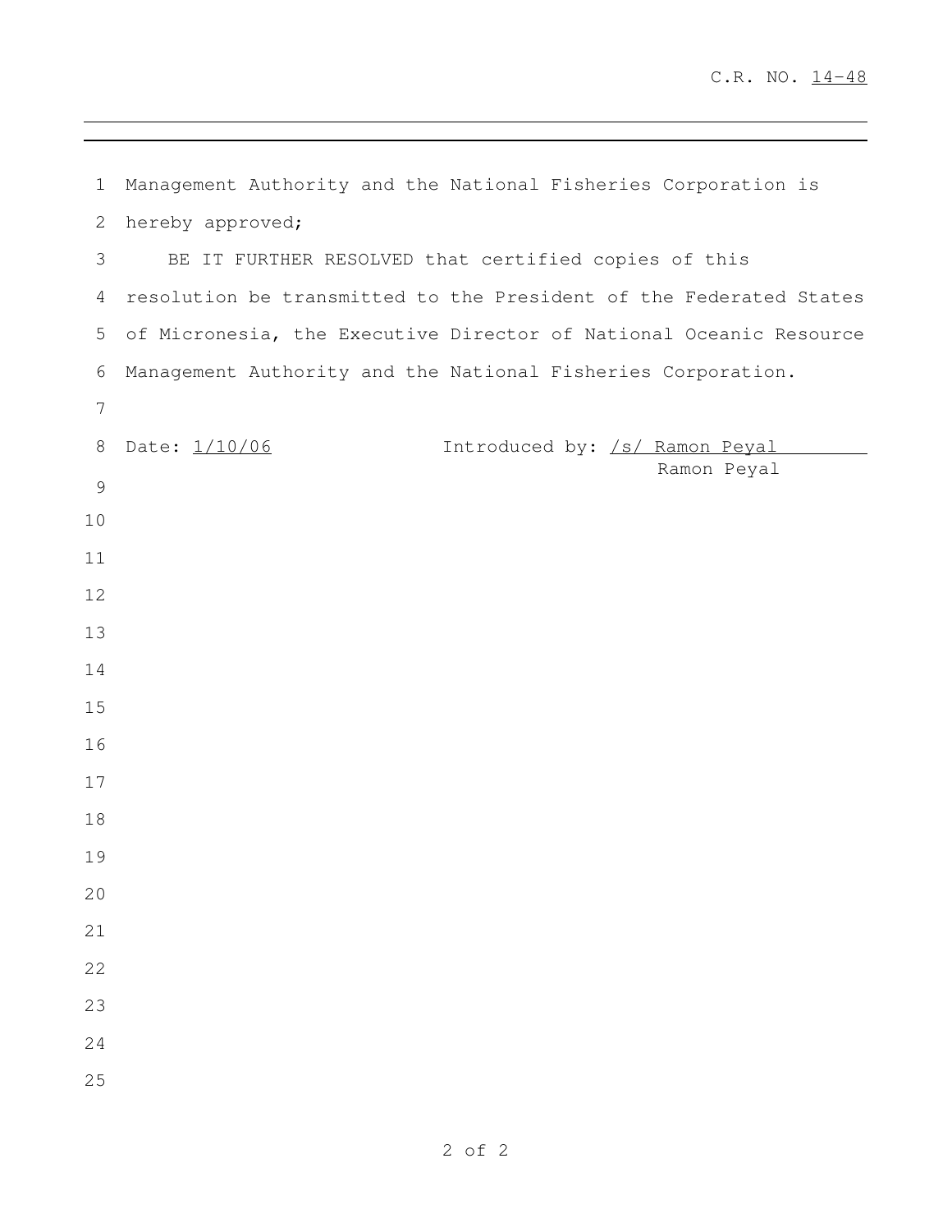C.R. NO. 14-48

Management Authority and the National Fisheries Corporation is hereby approved;

BE IT FURTHER RESOLVED that certified copies of this resolution be transmitted to the President of the Federated States of Micronesia, the Executive Director of National Oceanic Resource Management Authority and the National Fisheries Corporation.

Date: 1/10/06

Introduced by: /s/ Ramon Peyal
Ramon Peyal